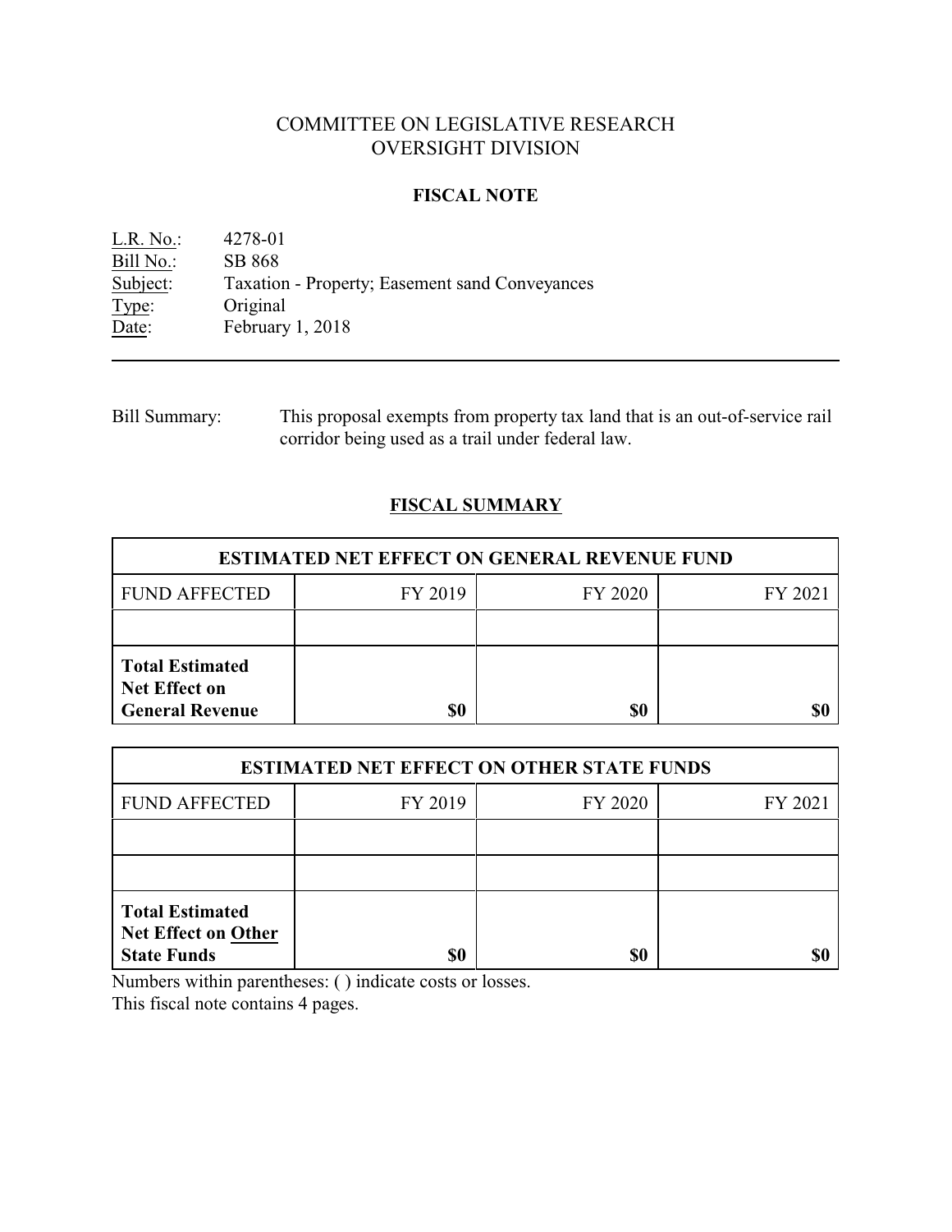# COMMITTEE ON LEGISLATIVE RESEARCH
# OVERSIGHT DIVISION

## FISCAL NOTE

L.R. No.: 4278-01
Bill No.: SB 868
Subject: Taxation - Property; Easement sand Conveyances
Type: Original
Date: February 1, 2018

---

Bill Summary: This proposal exempts from property tax land that is an out-of-service rail corridor being used as a trail under federal law.

## FISCAL SUMMARY

| ESTIMATED NET EFFECT ON GENERAL REVENUE FUND | | | |
|---|---|---|---|
| FUND AFFECTED | FY 2019 | FY 2020 | FY 2021 |
| | | | |
| **Total Estimated Net Effect on General Revenue** | **$0** | **$0** | **$0** |

| ESTIMATED NET EFFECT ON OTHER STATE FUNDS | | | |
|---|---|---|---|
| FUND AFFECTED | FY 2019 | FY 2020 | FY 2021 |
| | | | |
| | | | |
| **Total Estimated Net Effect on Other State Funds** | **$0** | **$0** | **$0** |

Numbers within parentheses: ( ) indicate costs or losses.
This fiscal note contains 4 pages.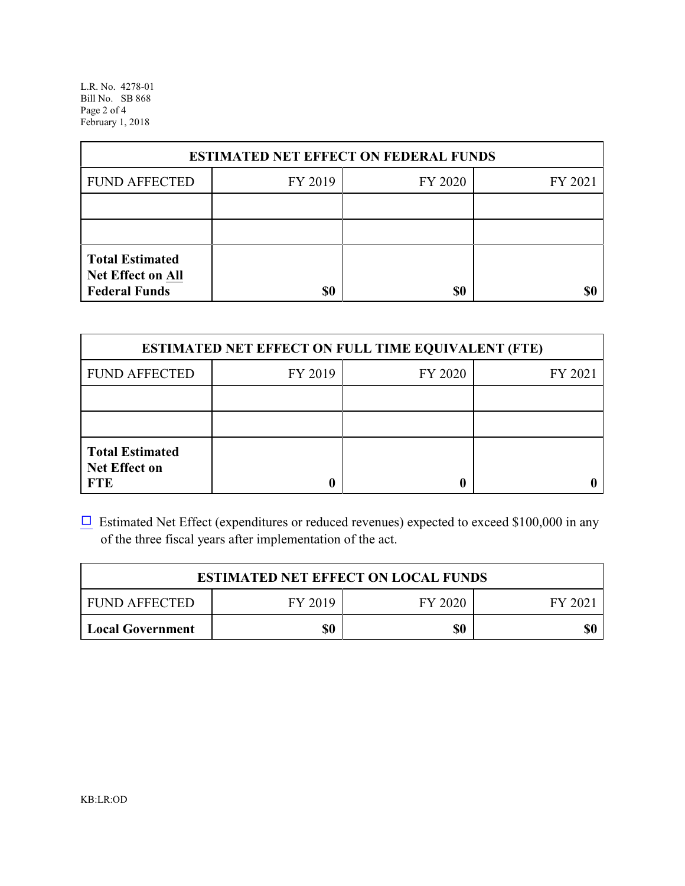| ESTIMATED NET EFFECT ON FEDERAL FUNDS | | | |
|---|---|---|---|
| FUND AFFECTED | FY 2019 | FY 2020 | FY 2021 |
| | | | |
| | | | |
| **Total Estimated Net Effect on All Federal Funds** | **$0** | **$0** | **$0** |

| ESTIMATED NET EFFECT ON FULL TIME EQUIVALENT (FTE) | | | |
|---|---|---|---|
| FUND AFFECTED | FY 2019 | FY 2020 | FY 2021 |
| | | | |
| | | | |
| **Total Estimated Net Effect on FTE** | **0** | **0** | **0** |

☐ Estimated Net Effect (expenditures or reduced revenues) expected to exceed $100,000 in any of the three fiscal years after implementation of the act.

| ESTIMATED NET EFFECT ON LOCAL FUNDS | | | |
|---|---|---|---|
| FUND AFFECTED | FY 2019 | FY 2020 | FY 2021 |
| **Local Government** | **$0** | **$0** | **$0** |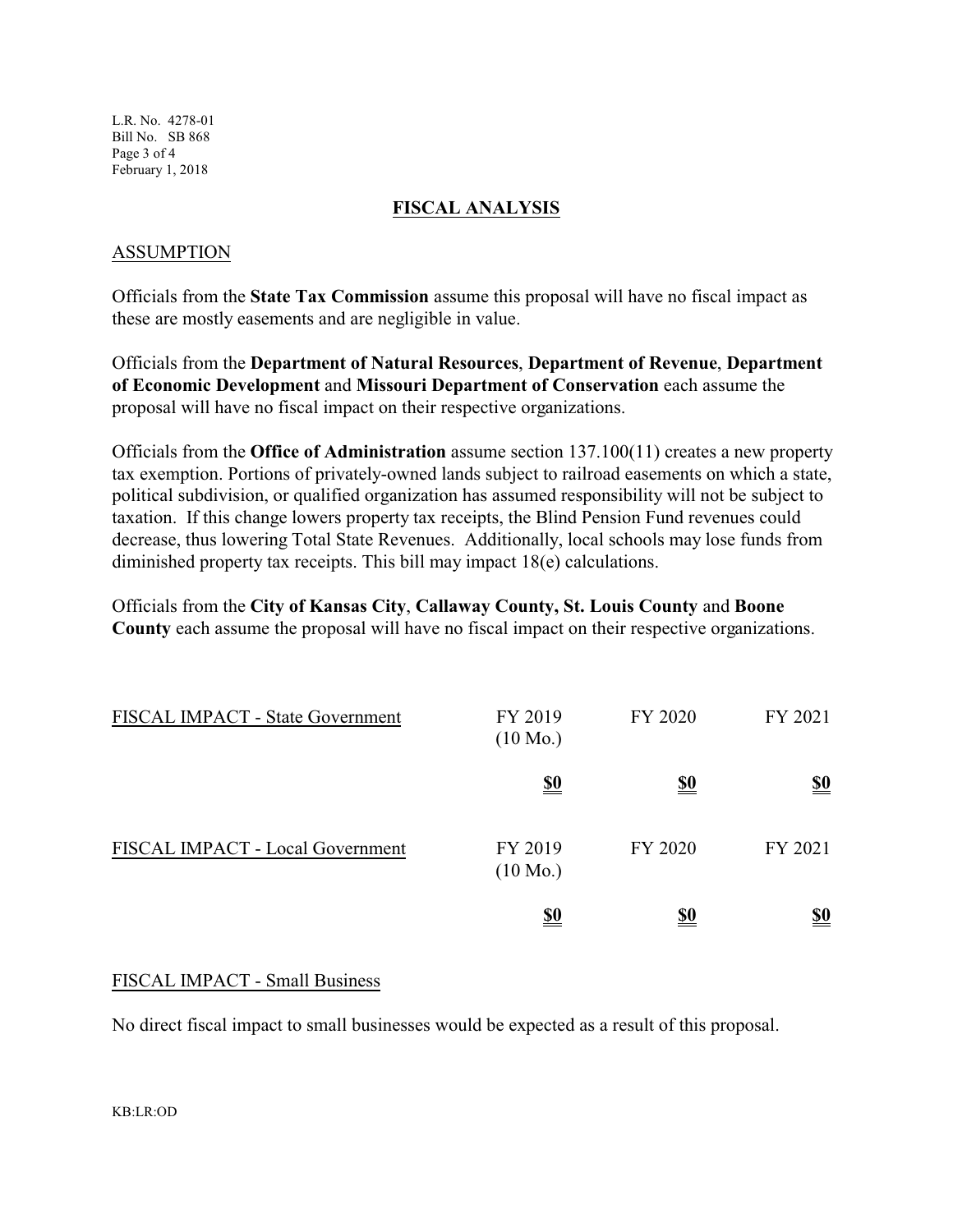## FISCAL ANALYSIS

### ASSUMPTION

Officials from the **State Tax Commission** assume this proposal will have no fiscal impact as these are mostly easements and are negligible in value.

Officials from the **Department of Natural Resources**, **Department of Revenue**, **Department of Economic Development** and **Missouri Department of Conservation** each assume the proposal will have no fiscal impact on their respective organizations.

Officials from the **Office of Administration** assume section 137.100(11) creates a new property tax exemption. Portions of privately-owned lands subject to railroad easements on which a state, political subdivision, or qualified organization has assumed responsibility will not be subject to taxation. If this change lowers property tax receipts, the Blind Pension Fund revenues could decrease, thus lowering Total State Revenues. Additionally, local schools may lose funds from diminished property tax receipts. This bill may impact 18(e) calculations.

Officials from the **City of Kansas City**, **Callaway County, St. Louis County** and **Boone County** each assume the proposal will have no fiscal impact on their respective organizations.

| FISCAL IMPACT - State Government | FY 2019 (10 Mo.) | FY 2020 | FY 2021 |
|---|---|---|---|
| | **$0** | **$0** | **$0** |

| FISCAL IMPACT - Local Government | FY 2019 (10 Mo.) | FY 2020 | FY 2021 |
|---|---|---|---|
| | **$0** | **$0** | **$0** |

### FISCAL IMPACT - Small Business

No direct fiscal impact to small businesses would be expected as a result of this proposal.

KB:LR:OD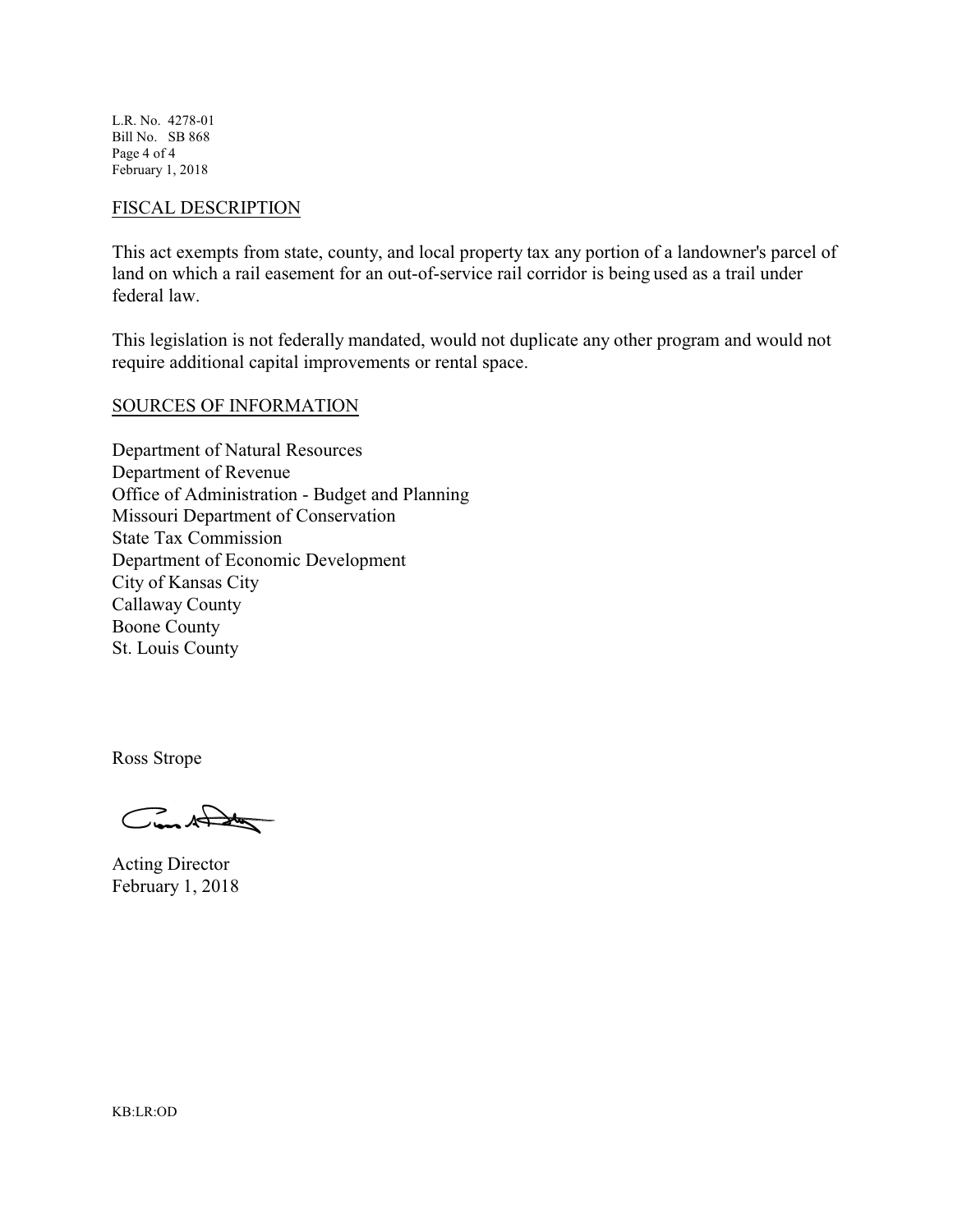## FISCAL DESCRIPTION

This act exempts from state, county, and local property tax any portion of a landowner's parcel of land on which a rail easement for an out-of-service rail corridor is being used as a trail under federal law.

This legislation is not federally mandated, would not duplicate any other program and would not require additional capital improvements or rental space.

## SOURCES OF INFORMATION

Department of Natural Resources
Department of Revenue
Office of Administration - Budget and Planning
Missouri Department of Conservation
State Tax Commission
Department of Economic Development
City of Kansas City
Callaway County
Boone County
St. Louis County

Ross Strope

Acting Director
February 1, 2018

KB:LR:OD